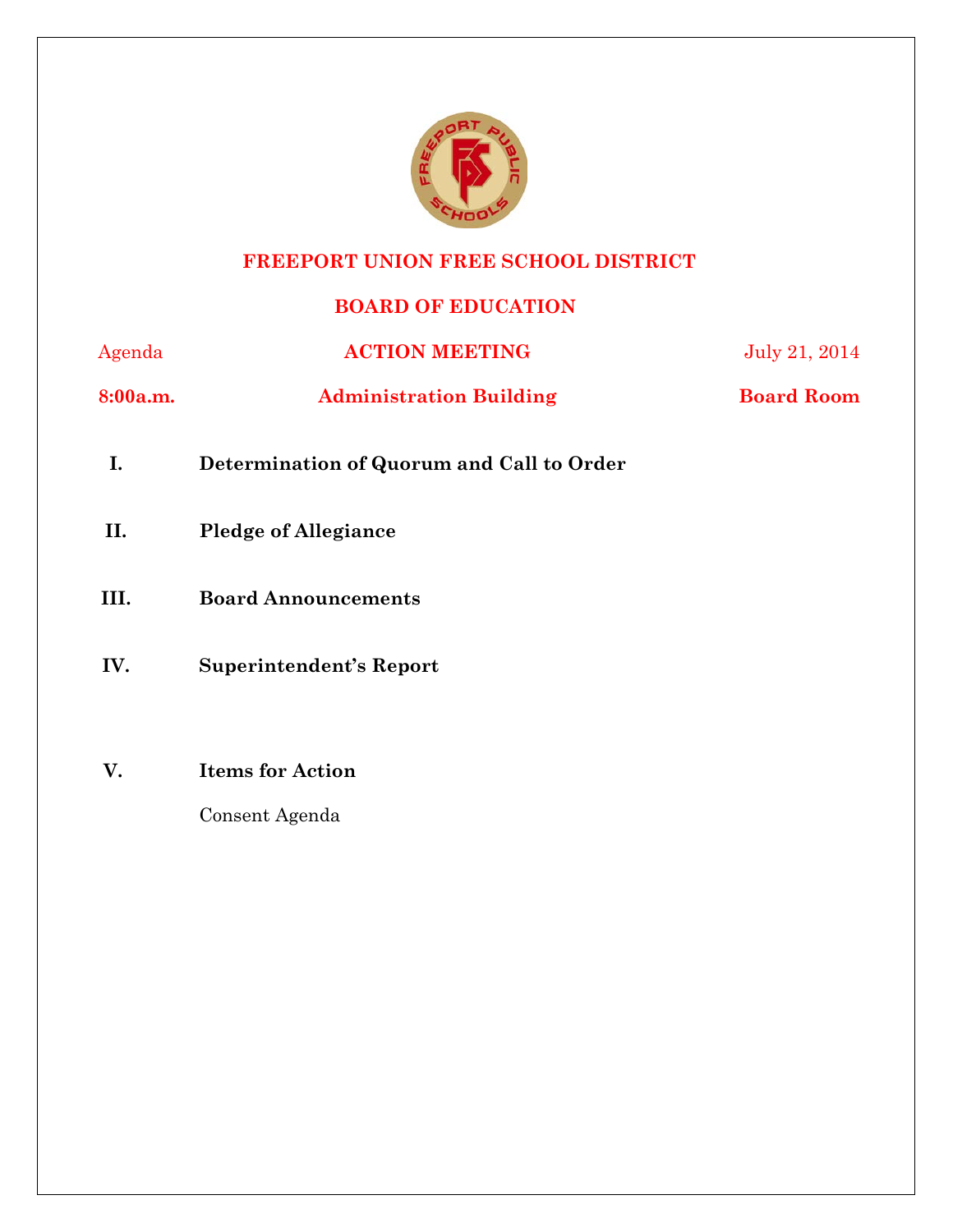# FREEPORT UNION FREE SCHOOL DISTRICT

## BOARD OF EDUCATION

Agenda **ACTION MEETING** July 21, 2014

**8:00a.m.** **Administration Building** **Board Room**

**I. Determination of Quorum and Call to Order**

**II. Pledge of Allegiance**

**III. Board Announcements**

**IV. Superintendent's Report**

**V. Items for Action**

Consent Agenda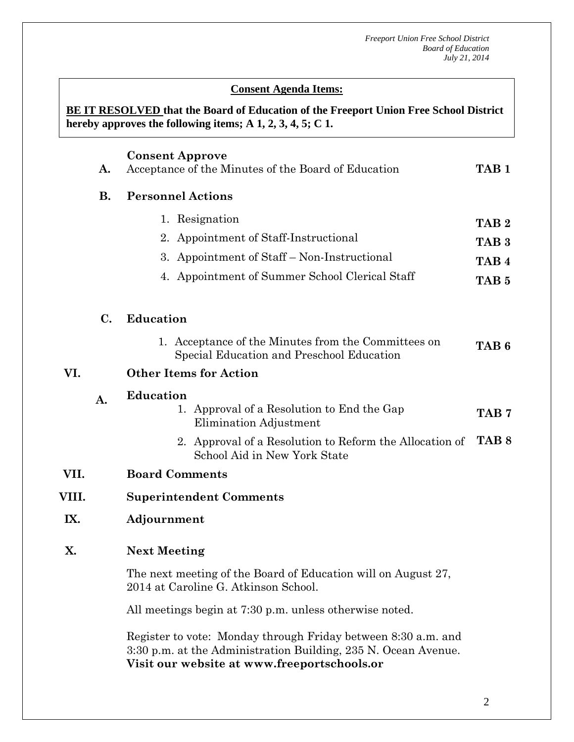**Consent Agenda Items:**

**BE IT RESOLVED that the Board of Education of the Freeport Union Free School District hereby approves the following items; A 1, 2, 3, 4, 5; C 1.**

**A. Consent Approve**

Acceptance of the Minutes of the Board of Education **TAB 1**

**B. Personnel Actions**

1. Resignation **TAB 2**
2. Appointment of Staff-Instructional **TAB 3**
3. Appointment of Staff – Non-Instructional **TAB 4**
4. Appointment of Summer School Clerical Staff **TAB 5**

**C. Education**

1. Acceptance of the Minutes from the Committees on Special Education and Preschool Education **TAB 6**

## VI. Other Items for Action

**A. Education**

1. Approval of a Resolution to End the Gap Elimination Adjustment **TAB 7**
2. Approval of a Resolution to Reform the Allocation of School Aid in New York State **TAB 8**

## VII. Board Comments

## VIII. Superintendent Comments

## IX. Adjournment

## X. Next Meeting

The next meeting of the Board of Education will on August 27, 2014 at Caroline G. Atkinson School.

All meetings begin at 7:30 p.m. unless otherwise noted.

Register to vote: Monday through Friday between 8:30 a.m. and 3:30 p.m. at the Administration Building, 235 N. Ocean Avenue.
**Visit our website at www.freeportschools.or**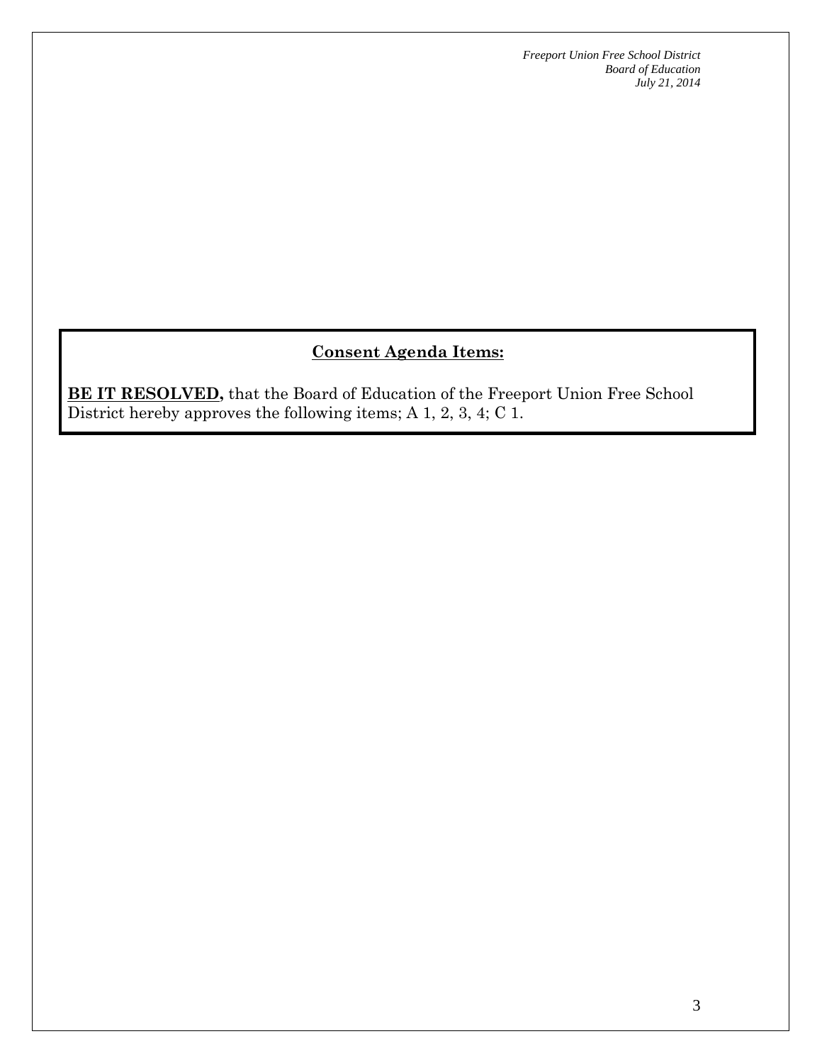## Consent Agenda Items:

**BE IT RESOLVED,** that the Board of Education of the Freeport Union Free School District hereby approves the following items; A 1, 2, 3, 4; C 1.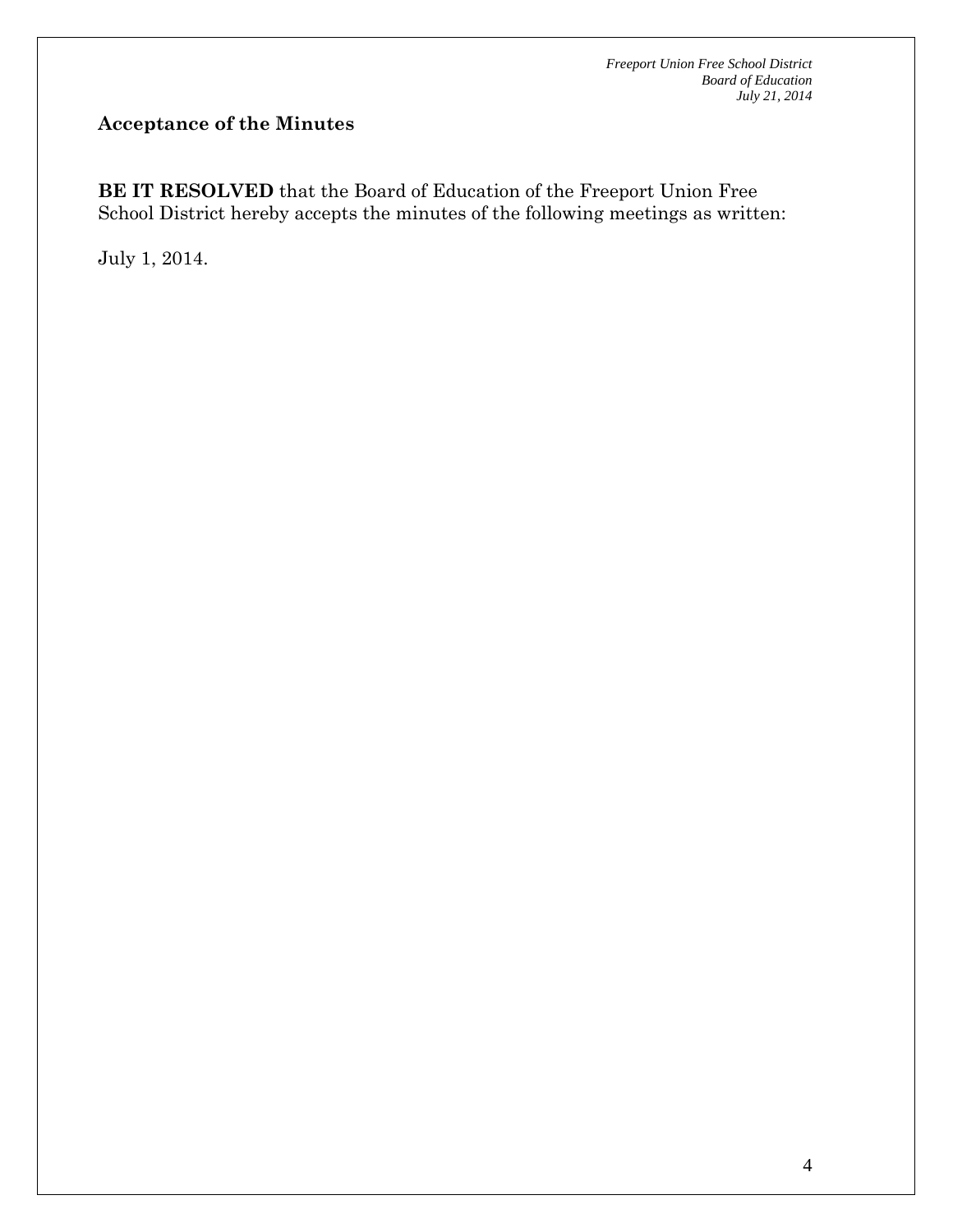## Acceptance of the Minutes

**BE IT RESOLVED** that the Board of Education of the Freeport Union Free School District hereby accepts the minutes of the following meetings as written:

July 1, 2014.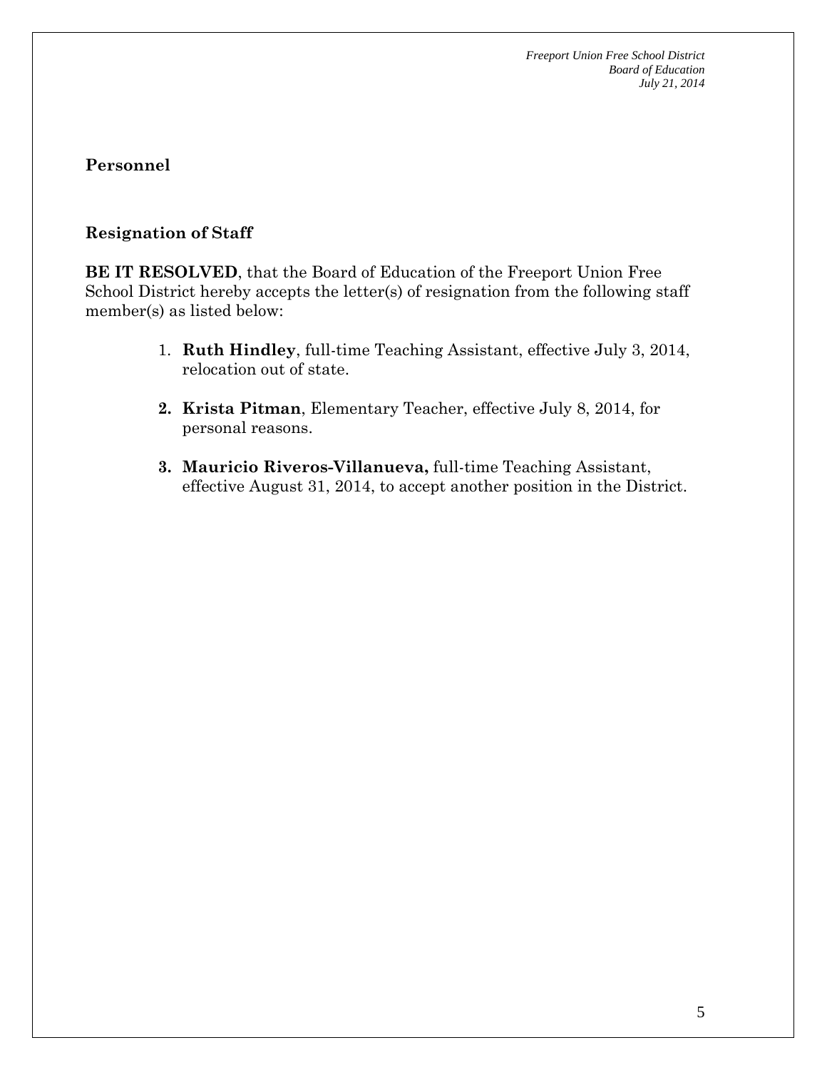## Personnel

### Resignation of Staff

**BE IT RESOLVED**, that the Board of Education of the Freeport Union Free School District hereby accepts the letter(s) of resignation from the following staff member(s) as listed below:

1. **Ruth Hindley**, full-time Teaching Assistant, effective July 3, 2014, relocation out of state.
2. **Krista Pitman**, Elementary Teacher, effective July 8, 2014, for personal reasons.
3. **Mauricio Riveros-Villanueva,** full-time Teaching Assistant, effective August 31, 2014, to accept another position in the District.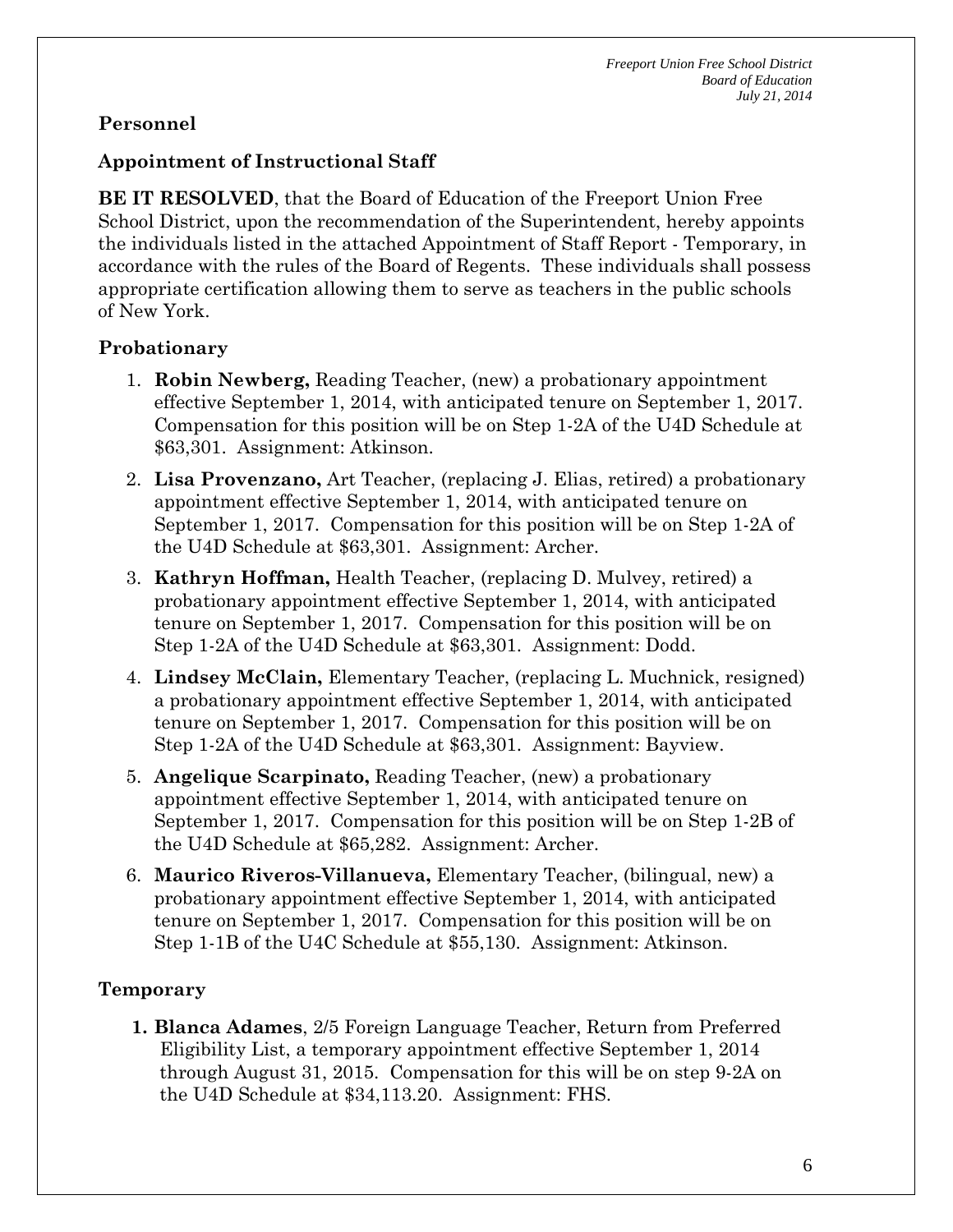## Personnel

### Appointment of Instructional Staff

**BE IT RESOLVED**, that the Board of Education of the Freeport Union Free School District, upon the recommendation of the Superintendent, hereby appoints the individuals listed in the attached Appointment of Staff Report - Temporary, in accordance with the rules of the Board of Regents. These individuals shall possess appropriate certification allowing them to serve as teachers in the public schools of New York.

### Probationary

1. **Robin Newberg,** Reading Teacher, (new) a probationary appointment effective September 1, 2014, with anticipated tenure on September 1, 2017. Compensation for this position will be on Step 1-2A of the U4D Schedule at $63,301. Assignment: Atkinson.
2. **Lisa Provenzano,** Art Teacher, (replacing J. Elias, retired) a probationary appointment effective September 1, 2014, with anticipated tenure on September 1, 2017. Compensation for this position will be on Step 1-2A of the U4D Schedule at $63,301. Assignment: Archer.
3. **Kathryn Hoffman,** Health Teacher, (replacing D. Mulvey, retired) a probationary appointment effective September 1, 2014, with anticipated tenure on September 1, 2017. Compensation for this position will be on Step 1-2A of the U4D Schedule at $63,301. Assignment: Dodd.
4. **Lindsey McClain,** Elementary Teacher, (replacing L. Muchnick, resigned) a probationary appointment effective September 1, 2014, with anticipated tenure on September 1, 2017. Compensation for this position will be on Step 1-2A of the U4D Schedule at $63,301. Assignment: Bayview.
5. **Angelique Scarpinato,** Reading Teacher, (new) a probationary appointment effective September 1, 2014, with anticipated tenure on September 1, 2017. Compensation for this position will be on Step 1-2B of the U4D Schedule at $65,282. Assignment: Archer.
6. **Maurico Riveros-Villanueva,** Elementary Teacher, (bilingual, new) a probationary appointment effective September 1, 2014, with anticipated tenure on September 1, 2017. Compensation for this position will be on Step 1-1B of the U4C Schedule at $55,130. Assignment: Atkinson.

### Temporary

1. **Blanca Adames**, 2/5 Foreign Language Teacher, Return from Preferred Eligibility List, a temporary appointment effective September 1, 2014 through August 31, 2015. Compensation for this will be on step 9-2A on the U4D Schedule at $34,113.20. Assignment: FHS.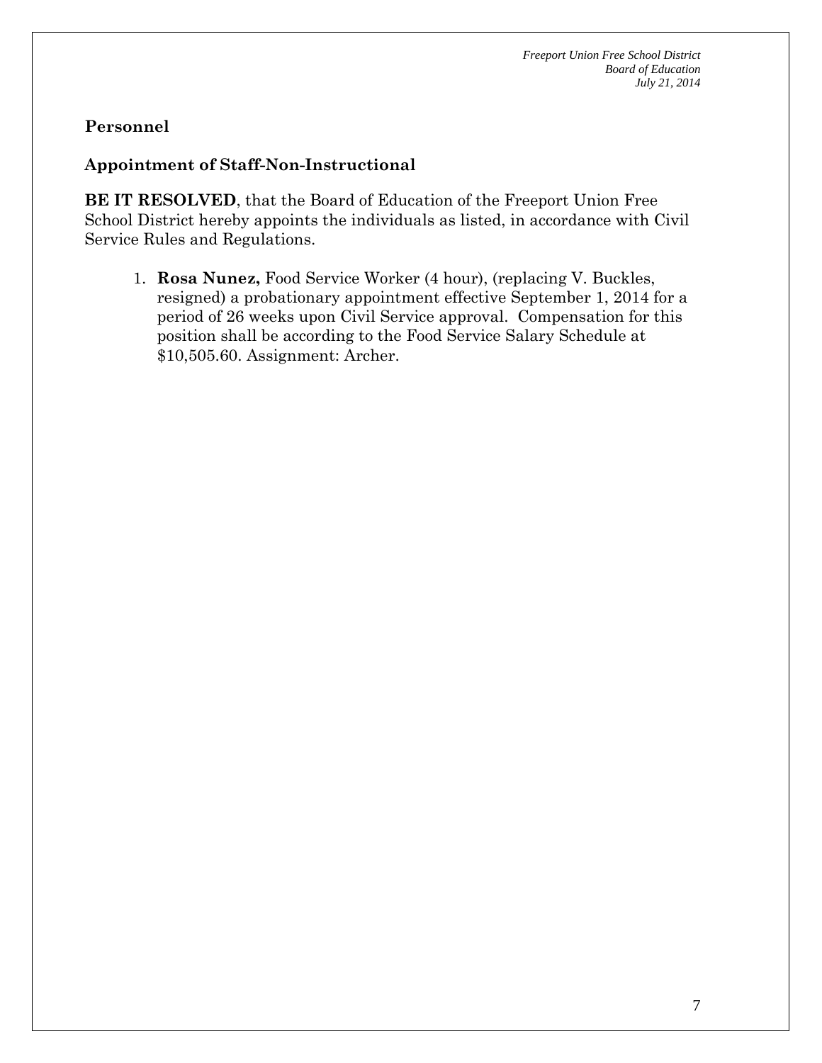## Personnel

### Appointment of Staff-Non-Instructional

**BE IT RESOLVED**, that the Board of Education of the Freeport Union Free School District hereby appoints the individuals as listed, in accordance with Civil Service Rules and Regulations.

1. **Rosa Nunez,** Food Service Worker (4 hour), (replacing V. Buckles, resigned) a probationary appointment effective September 1, 2014 for a period of 26 weeks upon Civil Service approval. Compensation for this position shall be according to the Food Service Salary Schedule at $10,505.60. Assignment: Archer.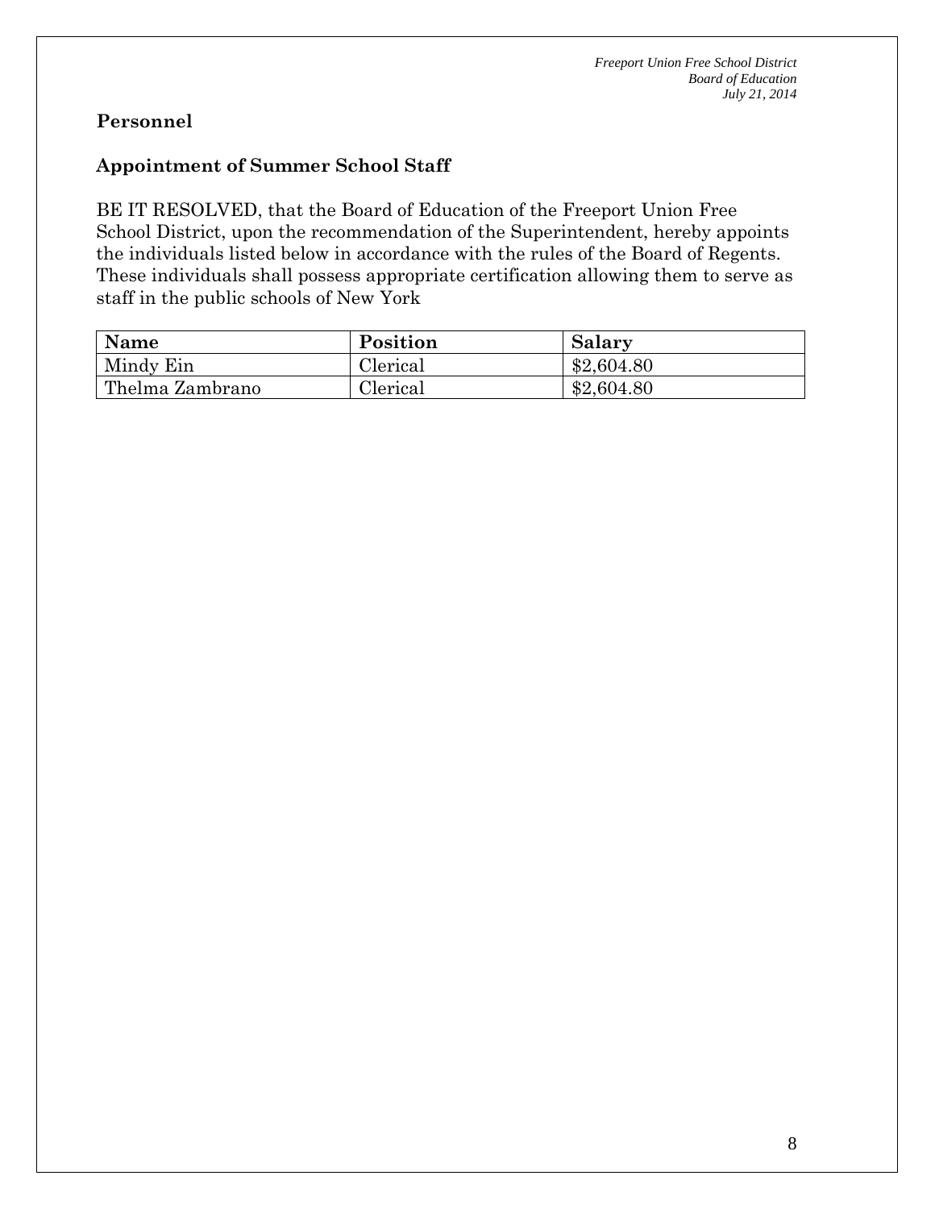## Personnel

### Appointment of Summer School Staff

BE IT RESOLVED, that the Board of Education of the Freeport Union Free School District, upon the recommendation of the Superintendent, hereby appoints the individuals listed below in accordance with the rules of the Board of Regents. These individuals shall possess appropriate certification allowing them to serve as staff in the public schools of New York

| Name | Position | Salary |
| --- | --- | --- |
| Mindy Ein | Clerical | $2,604.80 |
| Thelma Zambrano | Clerical | $2,604.80 |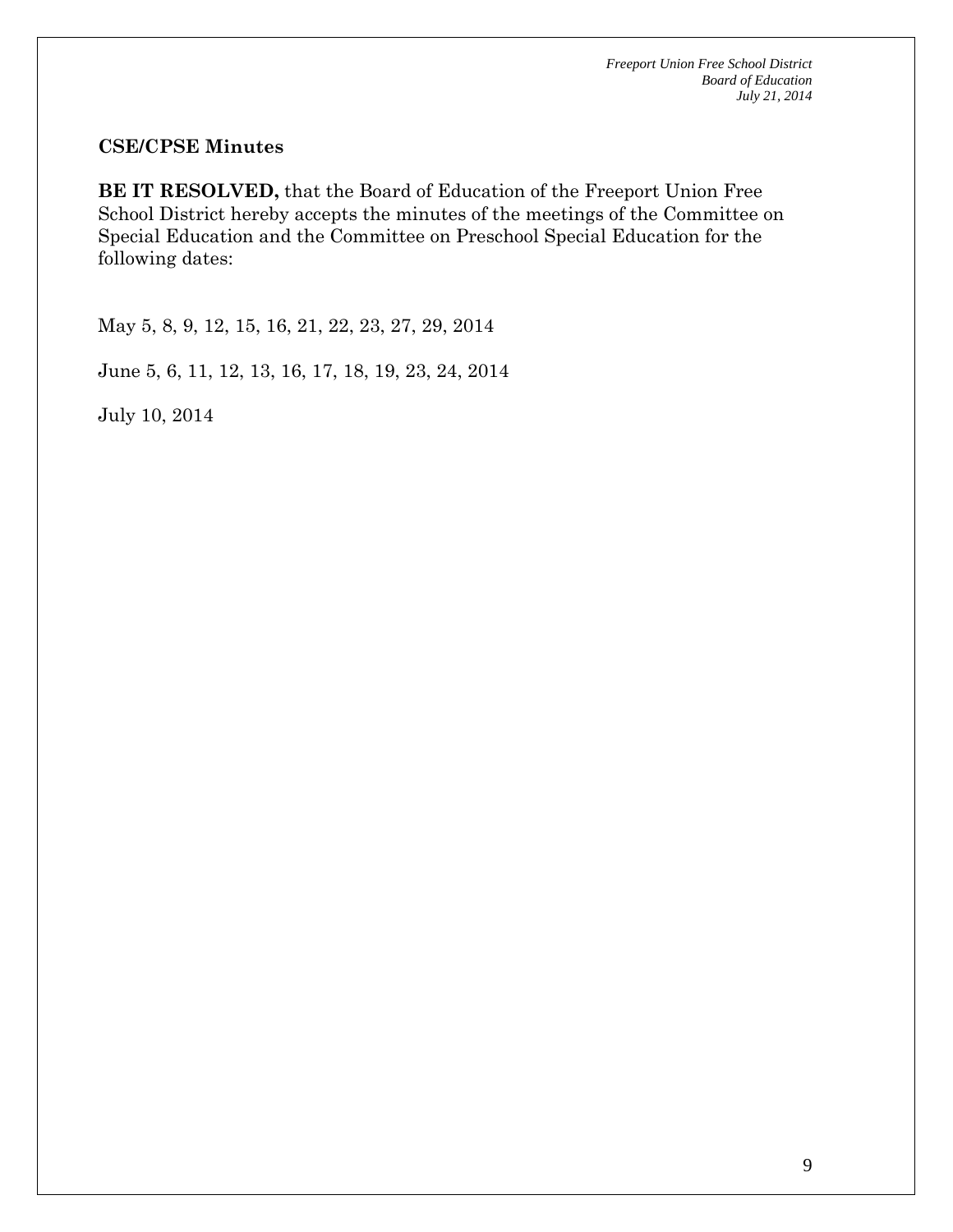**CSE/CPSE Minutes**

**BE IT RESOLVED,** that the Board of Education of the Freeport Union Free School District hereby accepts the minutes of the meetings of the Committee on Special Education and the Committee on Preschool Special Education for the following dates:

May 5, 8, 9, 12, 15, 16, 21, 22, 23, 27, 29, 2014

June 5, 6, 11, 12, 13, 16, 17, 18, 19, 23, 24, 2014

July 10, 2014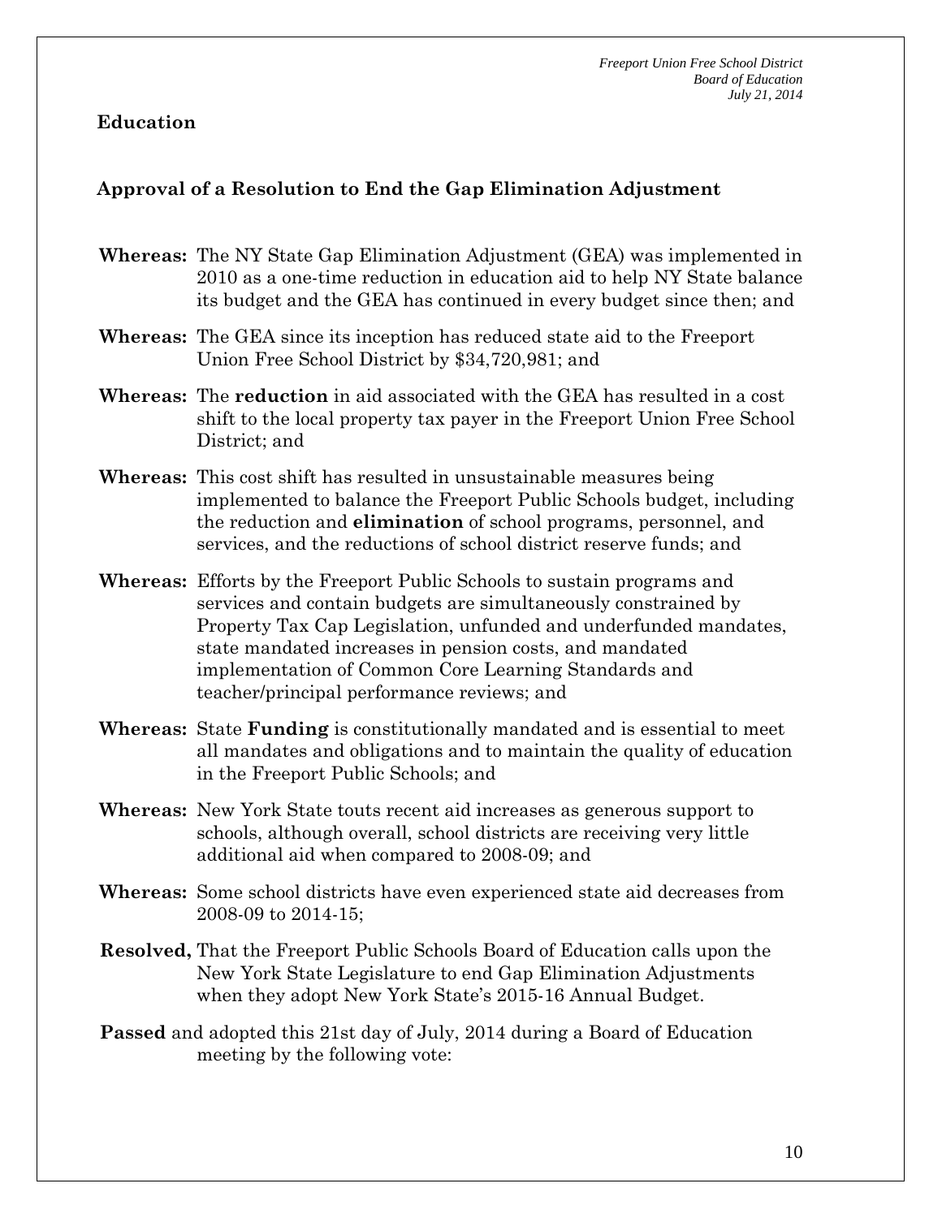## Education

### Approval of a Resolution to End the Gap Elimination Adjustment

**Whereas:** The NY State Gap Elimination Adjustment (GEA) was implemented in 2010 as a one-time reduction in education aid to help NY State balance its budget and the GEA has continued in every budget since then; and

**Whereas:** The GEA since its inception has reduced state aid to the Freeport Union Free School District by $34,720,981; and

**Whereas:** The **reduction** in aid associated with the GEA has resulted in a cost shift to the local property tax payer in the Freeport Union Free School District; and

**Whereas:** This cost shift has resulted in unsustainable measures being implemented to balance the Freeport Public Schools budget, including the reduction and **elimination** of school programs, personnel, and services, and the reductions of school district reserve funds; and

**Whereas:** Efforts by the Freeport Public Schools to sustain programs and services and contain budgets are simultaneously constrained by Property Tax Cap Legislation, unfunded and underfunded mandates, state mandated increases in pension costs, and mandated implementation of Common Core Learning Standards and teacher/principal performance reviews; and

**Whereas:** State **Funding** is constitutionally mandated and is essential to meet all mandates and obligations and to maintain the quality of education in the Freeport Public Schools; and

**Whereas:** New York State touts recent aid increases as generous support to schools, although overall, school districts are receiving very little additional aid when compared to 2008-09; and

**Whereas:** Some school districts have even experienced state aid decreases from 2008-09 to 2014-15;

**Resolved,** That the Freeport Public Schools Board of Education calls upon the New York State Legislature to end Gap Elimination Adjustments when they adopt New York State's 2015-16 Annual Budget.

**Passed** and adopted this 21st day of July, 2014 during a Board of Education meeting by the following vote: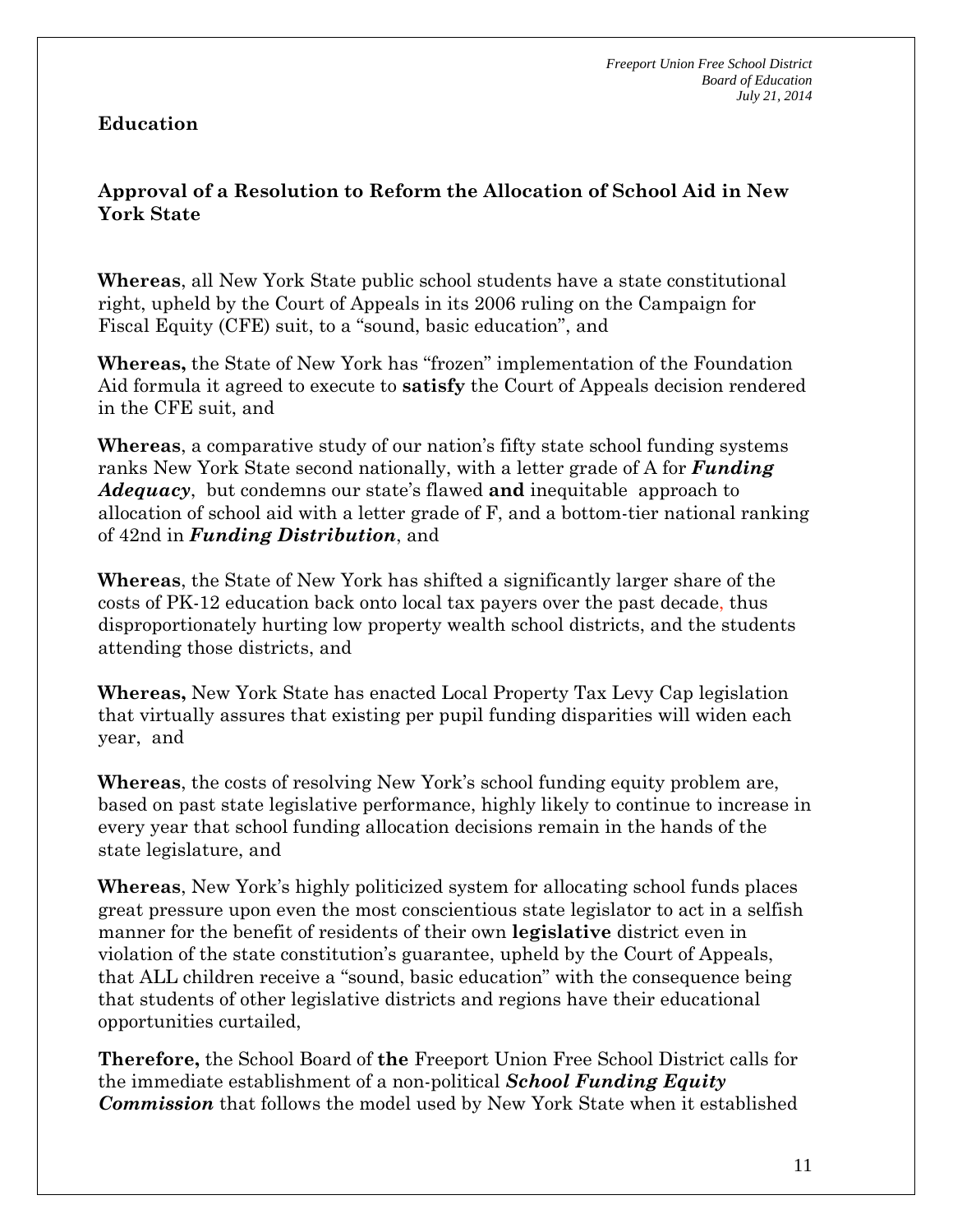**Education**

## Approval of a Resolution to Reform the Allocation of School Aid in New York State

**Whereas**, all New York State public school students have a state constitutional right, upheld by the Court of Appeals in its 2006 ruling on the Campaign for Fiscal Equity (CFE) suit, to a "sound, basic education", and

**Whereas,** the State of New York has "frozen" implementation of the Foundation Aid formula it agreed to execute to **satisfy** the Court of Appeals decision rendered in the CFE suit, and

**Whereas**, a comparative study of our nation's fifty state school funding systems ranks New York State second nationally, with a letter grade of A for ***Funding Adequacy***, but condemns our state's flawed **and** inequitable approach to allocation of school aid with a letter grade of F, and a bottom-tier national ranking of 42nd in ***Funding Distribution***, and

**Whereas**, the State of New York has shifted a significantly larger share of the costs of PK-12 education back onto local tax payers over the past decade, thus disproportionately hurting low property wealth school districts, and the students attending those districts, and

**Whereas,** New York State has enacted Local Property Tax Levy Cap legislation that virtually assures that existing per pupil funding disparities will widen each year, and

**Whereas**, the costs of resolving New York's school funding equity problem are, based on past state legislative performance, highly likely to continue to increase in every year that school funding allocation decisions remain in the hands of the state legislature, and

**Whereas**, New York's highly politicized system for allocating school funds places great pressure upon even the most conscientious state legislator to act in a selfish manner for the benefit of residents of their own **legislative** district even in violation of the state constitution's guarantee, upheld by the Court of Appeals, that ALL children receive a "sound, basic education" with the consequence being that students of other legislative districts and regions have their educational opportunities curtailed,

**Therefore,** the School Board of **the** Freeport Union Free School District calls for the immediate establishment of a non-political ***School Funding Equity Commission*** that follows the model used by New York State when it established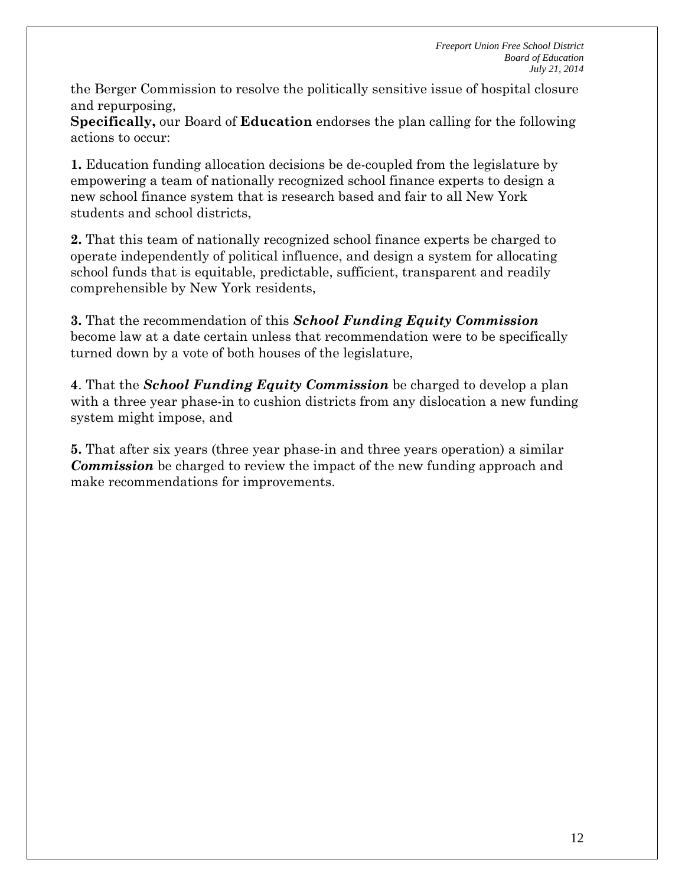the Berger Commission to resolve the politically sensitive issue of hospital closure and repurposing,

**Specifically,** our Board of **Education** endorses the plan calling for the following actions to occur:

**1.** Education funding allocation decisions be de-coupled from the legislature by empowering a team of nationally recognized school finance experts to design a new school finance system that is research based and fair to all New York students and school districts,

**2.** That this team of nationally recognized school finance experts be charged to operate independently of political influence, and design a system for allocating school funds that is equitable, predictable, sufficient, transparent and readily comprehensible by New York residents,

**3.** That the recommendation of this ***School Funding Equity Commission*** become law at a date certain unless that recommendation were to be specifically turned down by a vote of both houses of the legislature,

**4**. That the ***School Funding Equity Commission*** be charged to develop a plan with a three year phase-in to cushion districts from any dislocation a new funding system might impose, and

**5.** That after six years (three year phase-in and three years operation) a similar ***Commission*** be charged to review the impact of the new funding approach and make recommendations for improvements.